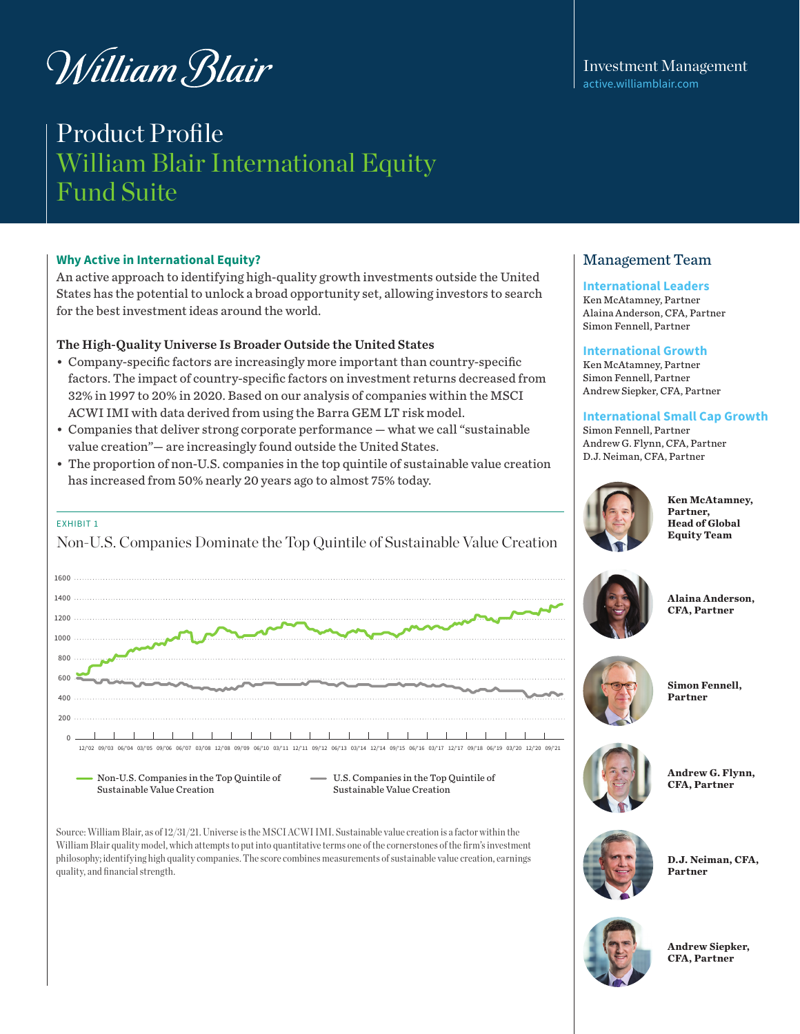William Blair

Investment Management
active.williamblair.com

# Product Profile
# William Blair International Equity Fund Suite

### Why Active in International Equity?

An active approach to identifying high-quality growth investments outside the United States has the potential to unlock a broad opportunity set, allowing investors to search for the best investment ideas around the world.

**The High-Quality Universe Is Broader Outside the United States**

- Company-specific factors are increasingly more important than country-specific factors. The impact of country-specific factors on investment returns decreased from 32% in 1997 to 20% in 2020. Based on our analysis of companies within the MSCI ACWI IMI with data derived from using the Barra GEM LT risk model.
- Companies that deliver strong corporate performance — what we call "sustainable value creation"— are increasingly found outside the United States.
- The proportion of non-U.S. companies in the top quintile of sustainable value creation has increased from 50% nearly 20 years ago to almost 75% today.

EXHIBIT 1

Non-U.S. Companies Dominate the Top Quintile of Sustainable Value Creation

Y-axis: 0, 200, 400, 600, 800, 1000, 1200, 1400, 1600

X-axis: 12/'02, 09/'03, 06/'04, 03/'05, 09/'06, 06/'07, 03/'08, 12/'08, 09/'09, 06/'10, 03/'11, 12/'11, 09/'12, 06/'13, 03/'14, 12/'14, 09/'15, 06/'16, 03/'17, 12/'17, 09/'18, 06/'19, 03/'20, 12/'20, 09/'21

— Non-U.S. Companies in the Top Quintile of Sustainable Value Creation
— U.S. Companies in the Top Quintile of Sustainable Value Creation

Source: William Blair, as of 12/31/21. Universe is the MSCI ACWI IMI. Sustainable value creation is a factor within the William Blair quality model, which attempts to put into quantitative terms one of the cornerstones of the firm's investment philosophy; identifying high quality companies. The score combines measurements of sustainable value creation, earnings quality, and financial strength.

## Management Team

### International Leaders

Ken McAtamney, Partner
Alaina Anderson, CFA, Partner
Simon Fennell, Partner

### International Growth

Ken McAtamney, Partner
Simon Fennell, Partner
Andrew Siepker, CFA, Partner

### International Small Cap Growth

Simon Fennell, Partner
Andrew G. Flynn, CFA, Partner
D.J. Neiman, CFA, Partner

**Ken McAtamney, Partner, Head of Global Equity Team**

**Alaina Anderson, CFA, Partner**

**Simon Fennell, Partner**

**Andrew G. Flynn, CFA, Partner**

**D.J. Neiman, CFA, Partner**

**Andrew Siepker, CFA, Partner**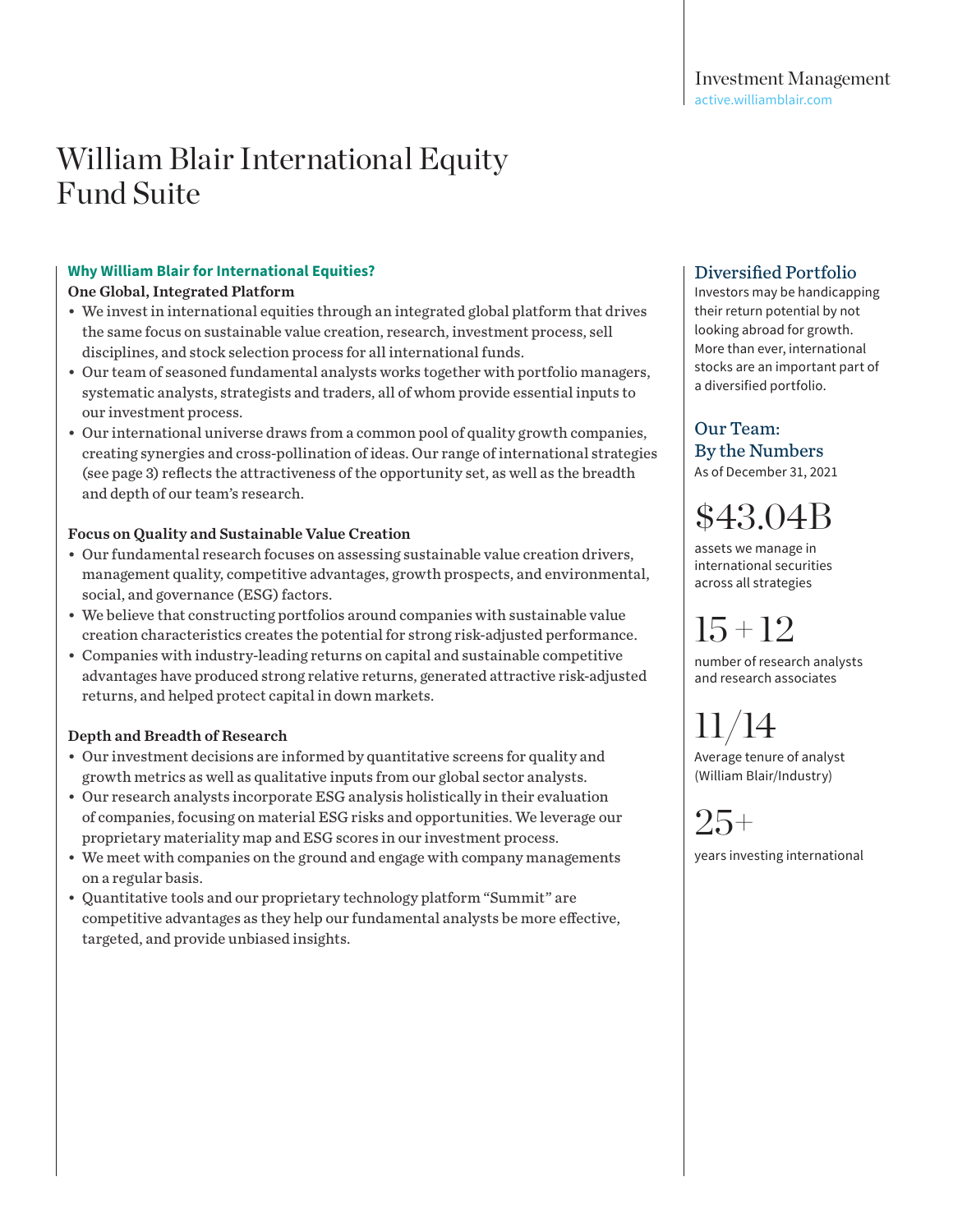Investment Management
active.williamblair.com

# William Blair International Equity Fund Suite

## Why William Blair for International Equities?

### One Global, Integrated Platform

- We invest in international equities through an integrated global platform that drives the same focus on sustainable value creation, research, investment process, sell disciplines, and stock selection process for all international funds.
- Our team of seasoned fundamental analysts works together with portfolio managers, systematic analysts, strategists and traders, all of whom provide essential inputs to our investment process.
- Our international universe draws from a common pool of quality growth companies, creating synergies and cross-pollination of ideas. Our range of international strategies (see page 3) reflects the attractiveness of the opportunity set, as well as the breadth and depth of our team's research.

### Focus on Quality and Sustainable Value Creation

- Our fundamental research focuses on assessing sustainable value creation drivers, management quality, competitive advantages, growth prospects, and environmental, social, and governance (ESG) factors.
- We believe that constructing portfolios around companies with sustainable value creation characteristics creates the potential for strong risk-adjusted performance.
- Companies with industry-leading returns on capital and sustainable competitive advantages have produced strong relative returns, generated attractive risk-adjusted returns, and helped protect capital in down markets.

### Depth and Breadth of Research

- Our investment decisions are informed by quantitative screens for quality and growth metrics as well as qualitative inputs from our global sector analysts.
- Our research analysts incorporate ESG analysis holistically in their evaluation of companies, focusing on material ESG risks and opportunities. We leverage our proprietary materiality map and ESG scores in our investment process.
- We meet with companies on the ground and engage with company managements on a regular basis.
- Quantitative tools and our proprietary technology platform "Summit" are competitive advantages as they help our fundamental analysts be more effective, targeted, and provide unbiased insights.

## Diversified Portfolio

Investors may be handicapping their return potential by not looking abroad for growth. More than ever, international stocks are an important part of a diversified portfolio.

## Our Team: By the Numbers

As of December 31, 2021

**\$43.04B**
assets we manage in international securities across all strategies

**15 + 12**
number of research analysts and research associates

**11/14**
Average tenure of analyst (William Blair/Industry)

**25+**
years investing international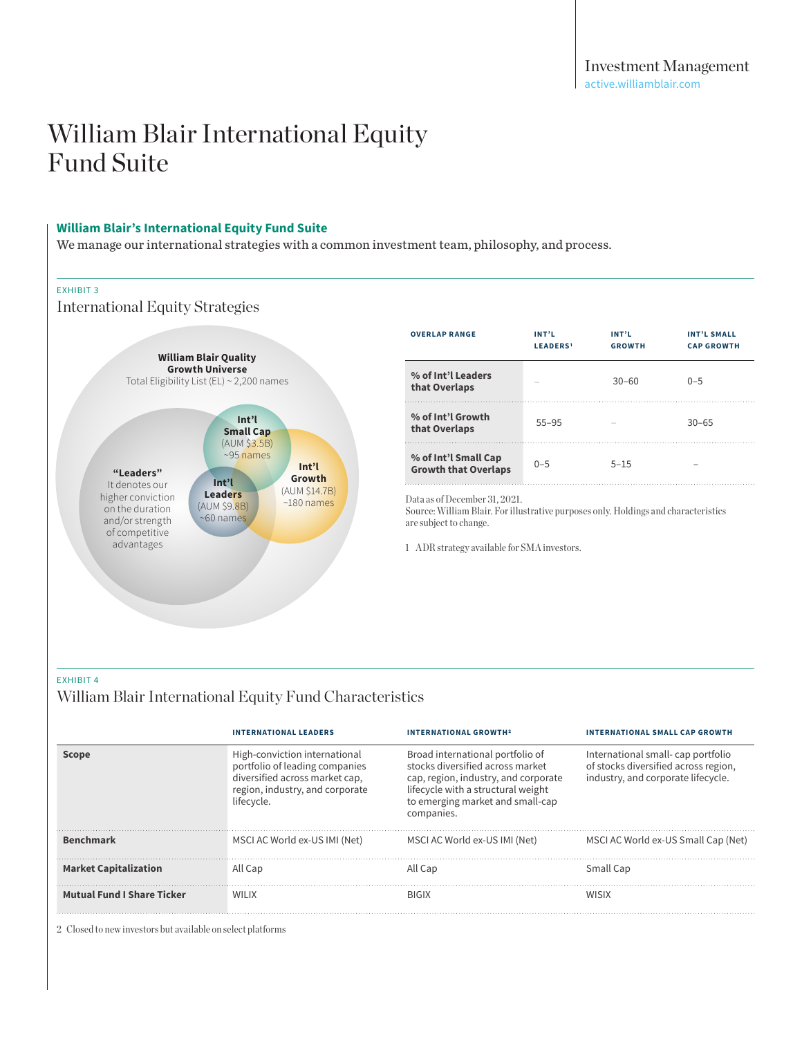Investment Management
active.williamblair.com

# William Blair International Equity Fund Suite

## William Blair's International Equity Fund Suite

We manage our international strategies with a common investment team, philosophy, and process.

EXHIBIT 3

### International Equity Strategies

**William Blair Quality Growth Universe**
Total Eligibility List (EL) ~ 2,200 names

**"Leaders"**
It denotes our higher conviction on the duration and/or strength of competitive advantages

**Int'l Small Cap** (AUM $3.5B) ~95 names

**Int'l Growth** (AUM $14.7B) ~180 names

**Int'l Leaders** (AUM $9.8B) ~60 names

| OVERLAP RANGE | INT'L LEADERS[1] | INT'L GROWTH | INT'L SMALL CAP GROWTH |
|---|---|---|---|
| **% of Int'l Leaders that Overlaps** | – | 30–60 | 0–5 |
| **% of Int'l Growth that Overlaps** | 55–95 | – | 30–65 |
| **% of Int'l Small Cap Growth that Overlaps** | 0–5 | 5–15 | – |

Data as of December 31, 2021.
Source: William Blair. For illustrative purposes only. Holdings and characteristics are subject to change.

1 ADR strategy available for SMA investors.

EXHIBIT 4

### William Blair International Equity Fund Characteristics

| | INTERNATIONAL LEADERS | INTERNATIONAL GROWTH[2] | INTERNATIONAL SMALL CAP GROWTH |
|---|---|---|---|
| **Scope** | High-conviction international portfolio of leading companies diversified across market cap, region, industry, and corporate lifecycle. | Broad international portfolio of stocks diversified across market cap, region, industry, and corporate lifecycle with a structural weight to emerging market and small-cap companies. | International small- cap portfolio of stocks diversified across region, industry, and corporate lifecycle. |
| **Benchmark** | MSCI AC World ex-US IMI (Net) | MSCI AC World ex-US IMI (Net) | MSCI AC World ex-US Small Cap (Net) |
| **Market Capitalization** | All Cap | All Cap | Small Cap |
| **Mutual Fund I Share Ticker** | WILIX | BIGIX | WISIX |

2 Closed to new investors but available on select platforms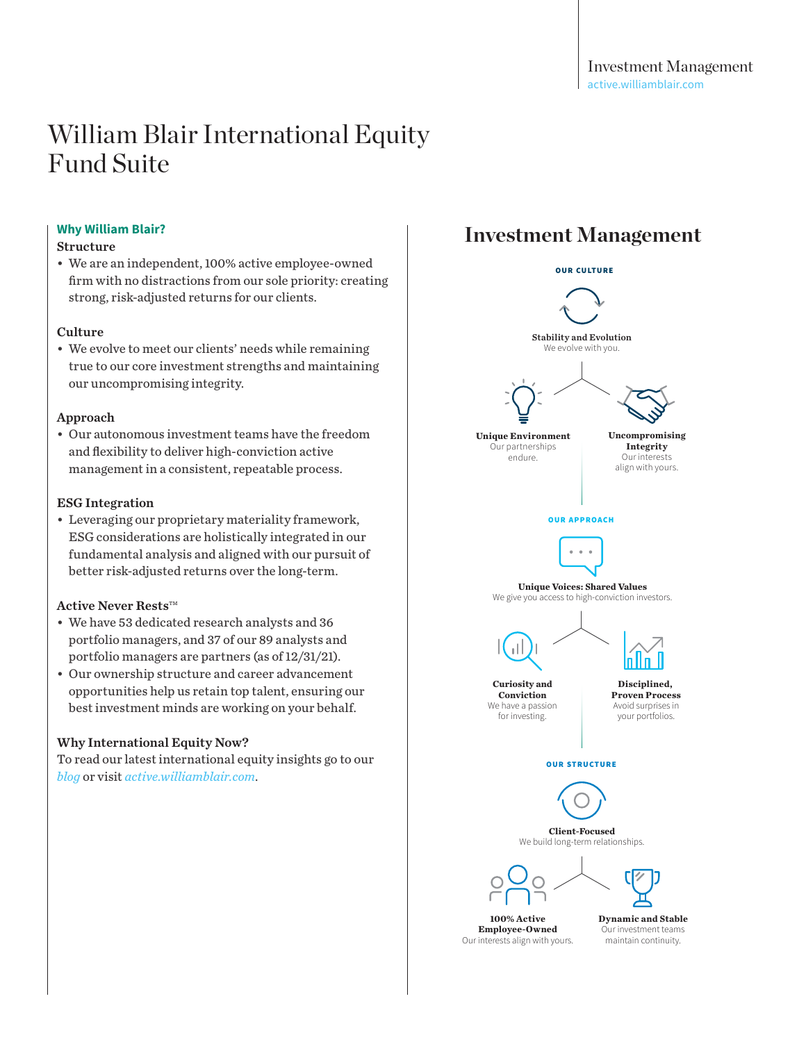# William Blair International Equity Fund Suite

## Why William Blair?

### Structure

- We are an independent, 100% active employee-owned firm with no distractions from our sole priority: creating strong, risk-adjusted returns for our clients.

### Culture

- We evolve to meet our clients' needs while remaining true to our core investment strengths and maintaining our uncompromising integrity.

### Approach

- Our autonomous investment teams have the freedom and flexibility to deliver high-conviction active management in a consistent, repeatable process.

### ESG Integration

- Leveraging our proprietary materiality framework, ESG considerations are holistically integrated in our fundamental analysis and aligned with our pursuit of better risk-adjusted returns over the long-term.

### Active Never Rests™

- We have 53 dedicated research analysts and 36 portfolio managers, and 37 of our 89 analysts and portfolio managers are partners (as of 12/31/21).
- Our ownership structure and career advancement opportunities help us retain top talent, ensuring our best investment minds are working on your behalf.

### Why International Equity Now?

To read our latest international equity insights go to our *blog* or visit *active.williamblair.com*.

## Investment Management

**OUR CULTURE**

**Stability and Evolution**
We evolve with you.

**Unique Environment**
Our partnerships endure.

**Uncompromising Integrity**
Our interests align with yours.

**OUR APPROACH**

**Unique Voices: Shared Values**
We give you access to high-conviction investors.

**Curiosity and Conviction**
We have a passion for investing.

**Disciplined, Proven Process**
Avoid surprises in your portfolios.

**OUR STRUCTURE**

**Client-Focused**
We build long-term relationships.

**100% Active Employee-Owned**
Our interests align with yours.

**Dynamic and Stable**
Our investment teams maintain continuity.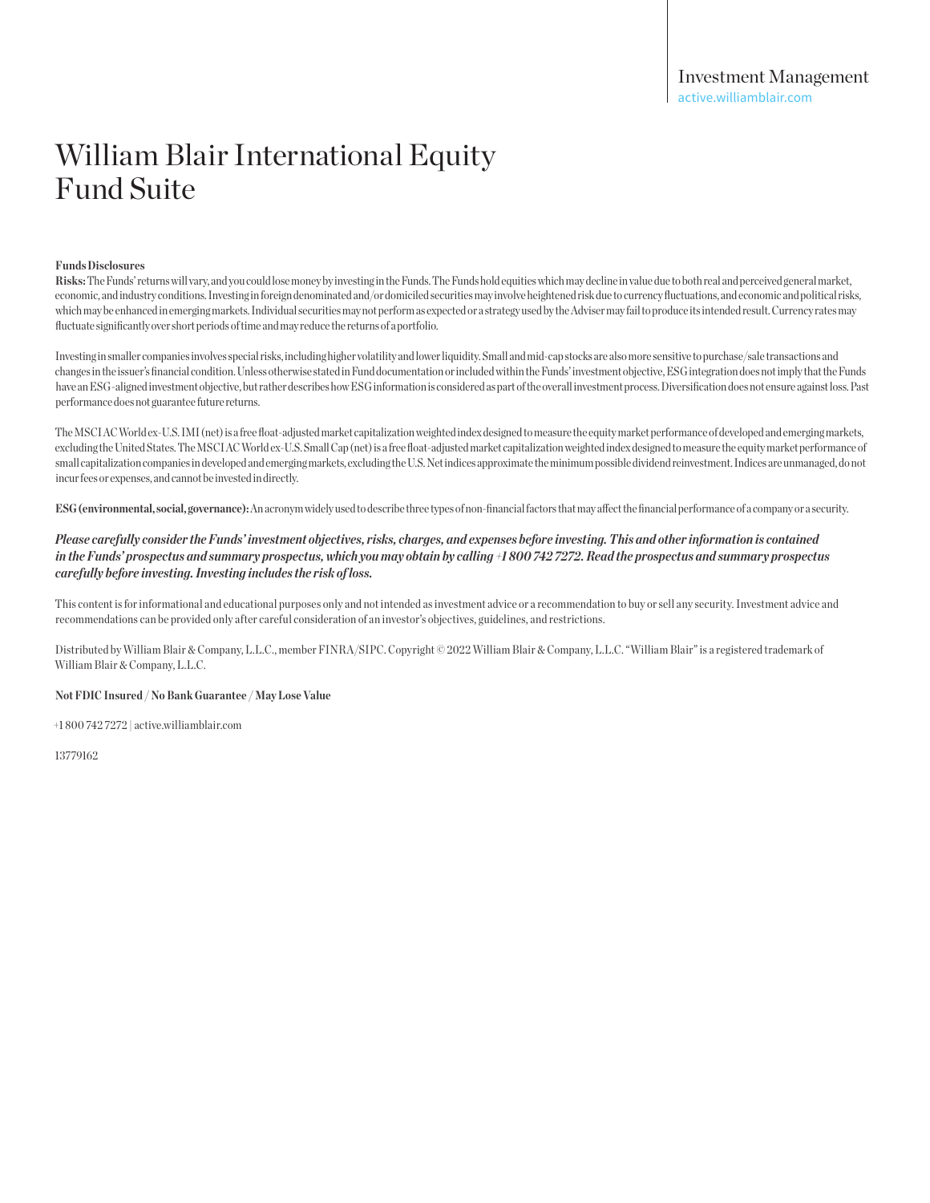Investment Management
active.williamblair.com

# William Blair International Equity Fund Suite

**Funds Disclosures**

**Risks:** The Funds' returns will vary, and you could lose money by investing in the Funds. The Funds hold equities which may decline in value due to both real and perceived general market, economic, and industry conditions. Investing in foreign denominated and/or domiciled securities may involve heightened risk due to currency fluctuations, and economic and political risks, which may be enhanced in emerging markets. Individual securities may not perform as expected or a strategy used by the Adviser may fail to produce its intended result. Currency rates may fluctuate significantly over short periods of time and may reduce the returns of a portfolio.

Investing in smaller companies involves special risks, including higher volatility and lower liquidity. Small and mid-cap stocks are also more sensitive to purchase/sale transactions and changes in the issuer's financial condition. Unless otherwise stated in Fund documentation or included within the Funds' investment objective, ESG integration does not imply that the Funds have an ESG-aligned investment objective, but rather describes how ESG information is considered as part of the overall investment process. Diversification does not ensure against loss. Past performance does not guarantee future returns.

The MSCI AC World ex-U.S. IMI (net) is a free float-adjusted market capitalization weighted index designed to measure the equity market performance of developed and emerging markets, excluding the United States. The MSCI AC World ex-U.S. Small Cap (net) is a free float-adjusted market capitalization weighted index designed to measure the equity market performance of small capitalization companies in developed and emerging markets, excluding the U.S. Net indices approximate the minimum possible dividend reinvestment. Indices are unmanaged, do not incur fees or expenses, and cannot be invested in directly.

**ESG (environmental, social, governance):** An acronym widely used to describe three types of non-financial factors that may affect the financial performance of a company or a security.

***Please carefully consider the Funds' investment objectives, risks, charges, and expenses before investing. This and other information is contained in the Funds' prospectus and summary prospectus, which you may obtain by calling +1 800 742 7272. Read the prospectus and summary prospectus carefully before investing. Investing includes the risk of loss.***

This content is for informational and educational purposes only and not intended as investment advice or a recommendation to buy or sell any security. Investment advice and recommendations can be provided only after careful consideration of an investor's objectives, guidelines, and restrictions.

Distributed by William Blair & Company, L.L.C., member FINRA/SIPC. Copyright © 2022 William Blair & Company, L.L.C. "William Blair" is a registered trademark of William Blair & Company, L.L.C.

**Not FDIC Insured / No Bank Guarantee / May Lose Value**

+1 800 742 7272 | active.williamblair.com

13779162